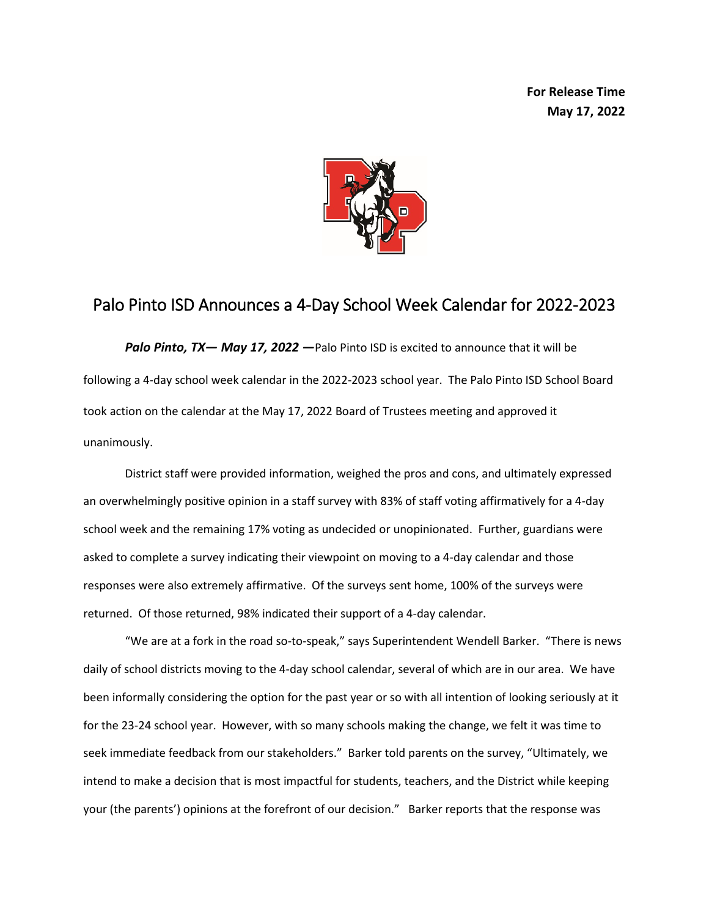**For Release Time**
**May 17, 2022**

# Palo Pinto ISD Announces a 4-Day School Week Calendar for 2022-2023

***Palo Pinto, TX— May 17, 2022 —***Palo Pinto ISD is excited to announce that it will be following a 4-day school week calendar in the 2022-2023 school year. The Palo Pinto ISD School Board took action on the calendar at the May 17, 2022 Board of Trustees meeting and approved it unanimously.

District staff were provided information, weighed the pros and cons, and ultimately expressed an overwhelmingly positive opinion in a staff survey with 83% of staff voting affirmatively for a 4-day school week and the remaining 17% voting as undecided or unopinionated. Further, guardians were asked to complete a survey indicating their viewpoint on moving to a 4-day calendar and those responses were also extremely affirmative. Of the surveys sent home, 100% of the surveys were returned. Of those returned, 98% indicated their support of a 4-day calendar.

"We are at a fork in the road so-to-speak," says Superintendent Wendell Barker. "There is news daily of school districts moving to the 4-day school calendar, several of which are in our area. We have been informally considering the option for the past year or so with all intention of looking seriously at it for the 23-24 school year. However, with so many schools making the change, we felt it was time to seek immediate feedback from our stakeholders." Barker told parents on the survey, "Ultimately, we intend to make a decision that is most impactful for students, teachers, and the District while keeping your (the parents') opinions at the forefront of our decision." Barker reports that the response was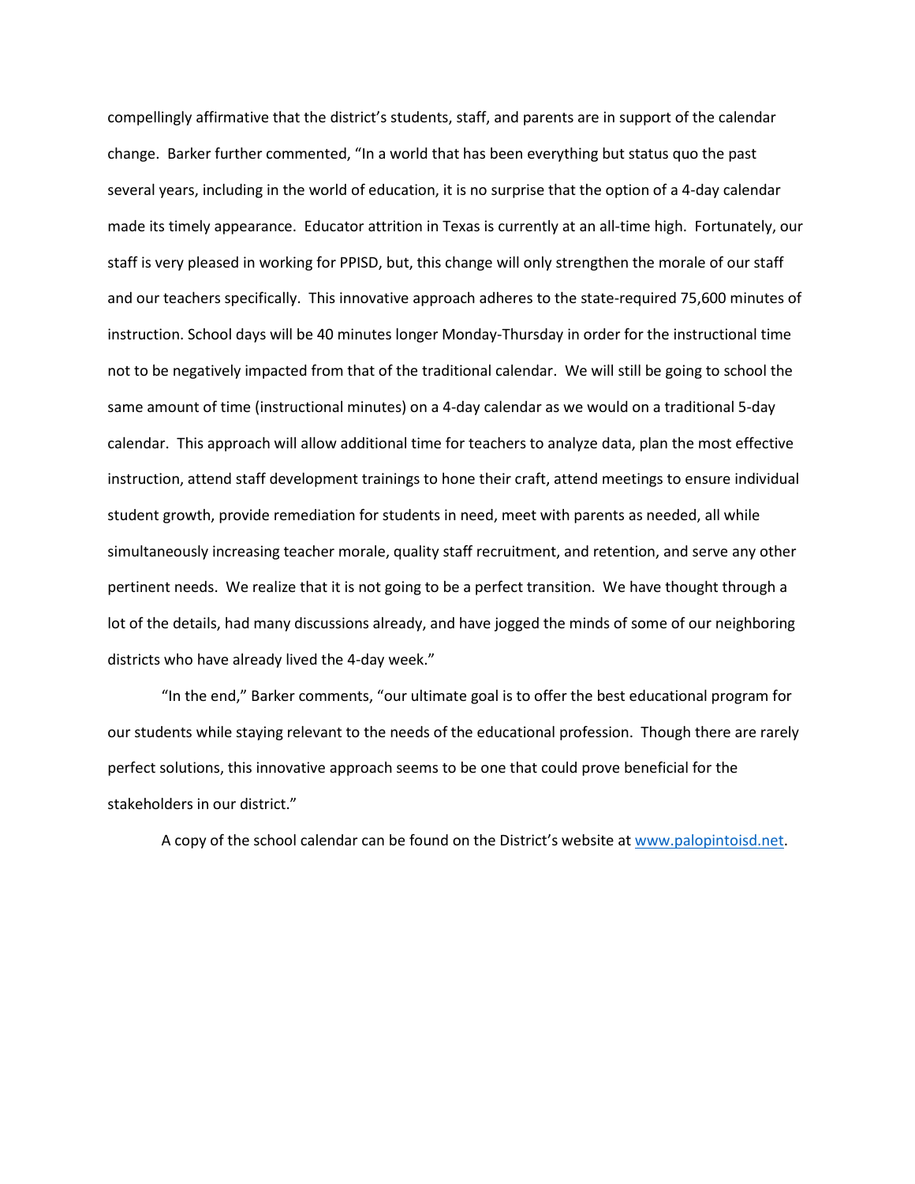compellingly affirmative that the district's students, staff, and parents are in support of the calendar change. Barker further commented, "In a world that has been everything but status quo the past several years, including in the world of education, it is no surprise that the option of a 4-day calendar made its timely appearance. Educator attrition in Texas is currently at an all-time high. Fortunately, our staff is very pleased in working for PPISD, but, this change will only strengthen the morale of our staff and our teachers specifically. This innovative approach adheres to the state-required 75,600 minutes of instruction. School days will be 40 minutes longer Monday-Thursday in order for the instructional time not to be negatively impacted from that of the traditional calendar. We will still be going to school the same amount of time (instructional minutes) on a 4-day calendar as we would on a traditional 5-day calendar. This approach will allow additional time for teachers to analyze data, plan the most effective instruction, attend staff development trainings to hone their craft, attend meetings to ensure individual student growth, provide remediation for students in need, meet with parents as needed, all while simultaneously increasing teacher morale, quality staff recruitment, and retention, and serve any other pertinent needs. We realize that it is not going to be a perfect transition. We have thought through a lot of the details, had many discussions already, and have jogged the minds of some of our neighboring districts who have already lived the 4-day week."

"In the end," Barker comments, "our ultimate goal is to offer the best educational program for our students while staying relevant to the needs of the educational profession. Though there are rarely perfect solutions, this innovative approach seems to be one that could prove beneficial for the stakeholders in our district."

A copy of the school calendar can be found on the District's website at [www.palopintoisd.net](http://www.palopintoisd.net).